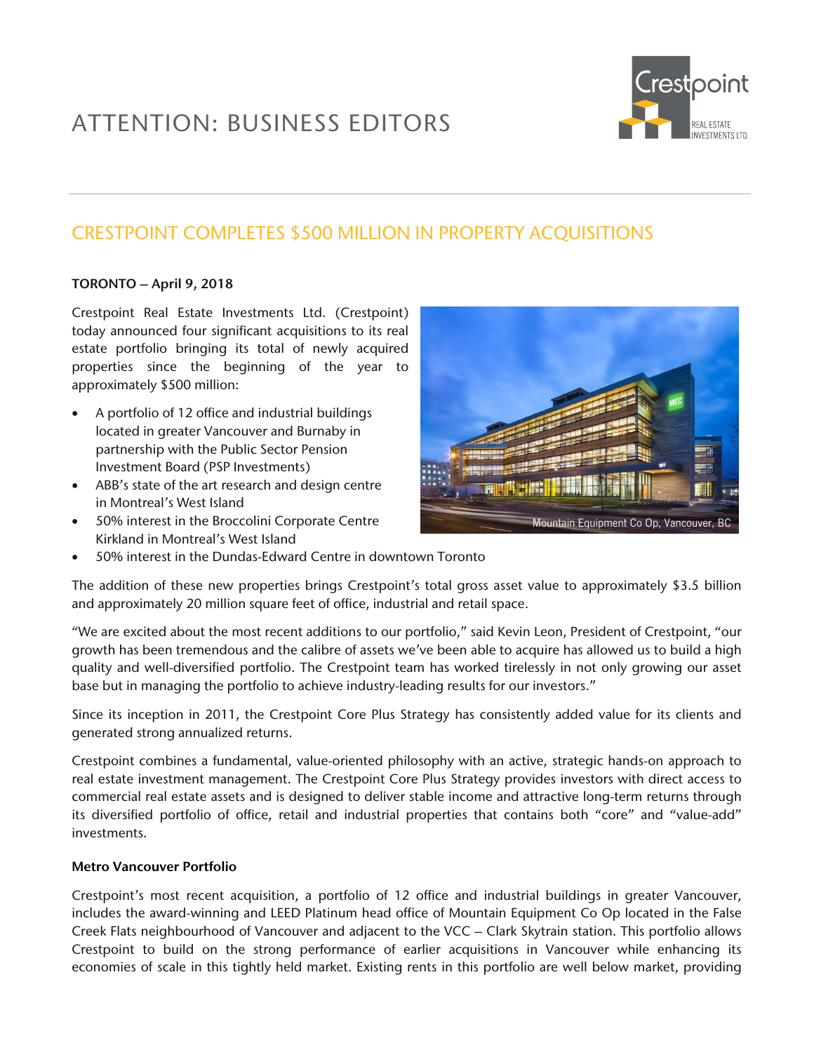# ATTENTION: BUSINESS EDITORS

## CRESTPOINT COMPLETES $500 MILLION IN PROPERTY ACQUISITIONS

**TORONTO – April 9, 2018**

Crestpoint Real Estate Investments Ltd. (Crestpoint) today announced four significant acquisitions to its real estate portfolio bringing its total of newly acquired properties since the beginning of the year to approximately $500 million:

- A portfolio of 12 office and industrial buildings located in greater Vancouver and Burnaby in partnership with the Public Sector Pension Investment Board (PSP Investments)
- ABB's state of the art research and design centre in Montreal's West Island
- 50% interest in the Broccolini Corporate Centre Kirkland in Montreal's West Island
- 50% interest in the Dundas-Edward Centre in downtown Toronto

Mountain Equipment Co Op, Vancouver, BC

The addition of these new properties brings Crestpoint's total gross asset value to approximately $3.5 billion and approximately 20 million square feet of office, industrial and retail space.

"We are excited about the most recent additions to our portfolio," said Kevin Leon, President of Crestpoint, "our growth has been tremendous and the calibre of assets we've been able to acquire has allowed us to build a high quality and well-diversified portfolio. The Crestpoint team has worked tirelessly in not only growing our asset base but in managing the portfolio to achieve industry-leading results for our investors."

Since its inception in 2011, the Crestpoint Core Plus Strategy has consistently added value for its clients and generated strong annualized returns.

Crestpoint combines a fundamental, value-oriented philosophy with an active, strategic hands-on approach to real estate investment management. The Crestpoint Core Plus Strategy provides investors with direct access to commercial real estate assets and is designed to deliver stable income and attractive long-term returns through its diversified portfolio of office, retail and industrial properties that contains both "core" and "value-add" investments.

**Metro Vancouver Portfolio**

Crestpoint's most recent acquisition, a portfolio of 12 office and industrial buildings in greater Vancouver, includes the award-winning and LEED Platinum head office of Mountain Equipment Co Op located in the False Creek Flats neighbourhood of Vancouver and adjacent to the VCC – Clark Skytrain station. This portfolio allows Crestpoint to build on the strong performance of earlier acquisitions in Vancouver while enhancing its economies of scale in this tightly held market. Existing rents in this portfolio are well below market, providing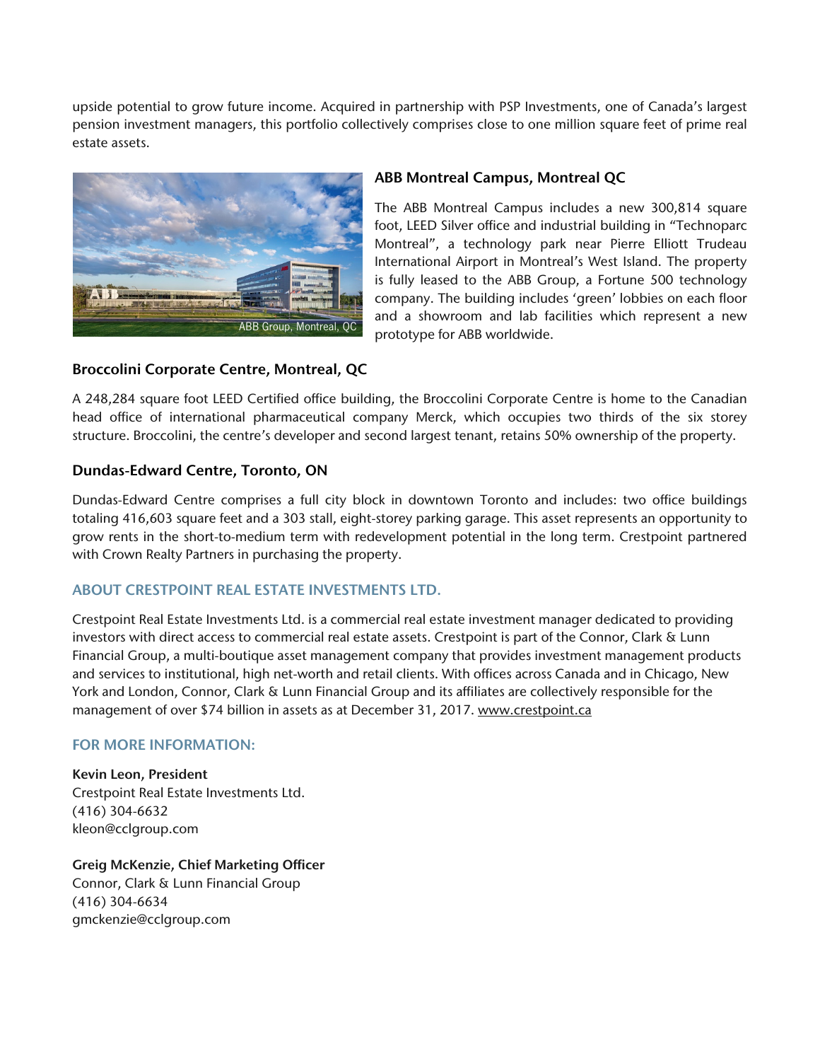upside potential to grow future income. Acquired in partnership with PSP Investments, one of Canada's largest pension investment managers, this portfolio collectively comprises close to one million square feet of prime real estate assets.

ABB Group, Montreal, QC

### ABB Montreal Campus, Montreal QC

The ABB Montreal Campus includes a new 300,814 square foot, LEED Silver office and industrial building in "Technoparc Montreal", a technology park near Pierre Elliott Trudeau International Airport in Montreal's West Island. The property is fully leased to the ABB Group, a Fortune 500 technology company. The building includes 'green' lobbies on each floor and a showroom and lab facilities which represent a new prototype for ABB worldwide.

### Broccolini Corporate Centre, Montreal, QC

A 248,284 square foot LEED Certified office building, the Broccolini Corporate Centre is home to the Canadian head office of international pharmaceutical company Merck, which occupies two thirds of the six storey structure. Broccolini, the centre's developer and second largest tenant, retains 50% ownership of the property.

### Dundas-Edward Centre, Toronto, ON

Dundas-Edward Centre comprises a full city block in downtown Toronto and includes: two office buildings totaling 416,603 square feet and a 303 stall, eight-storey parking garage. This asset represents an opportunity to grow rents in the short-to-medium term with redevelopment potential in the long term. Crestpoint partnered with Crown Realty Partners in purchasing the property.

## ABOUT CRESTPOINT REAL ESTATE INVESTMENTS LTD.

Crestpoint Real Estate Investments Ltd. is a commercial real estate investment manager dedicated to providing investors with direct access to commercial real estate assets. Crestpoint is part of the Connor, Clark & Lunn Financial Group, a multi-boutique asset management company that provides investment management products and services to institutional, high net-worth and retail clients. With offices across Canada and in Chicago, New York and London, Connor, Clark & Lunn Financial Group and its affiliates are collectively responsible for the management of over $74 billion in assets as at December 31, 2017. www.crestpoint.ca

## FOR MORE INFORMATION:

**Kevin Leon, President**
Crestpoint Real Estate Investments Ltd.
(416) 304-6632
kleon@cclgroup.com

**Greig McKenzie, Chief Marketing Officer**
Connor, Clark & Lunn Financial Group
(416) 304-6634
gmckenzie@cclgroup.com